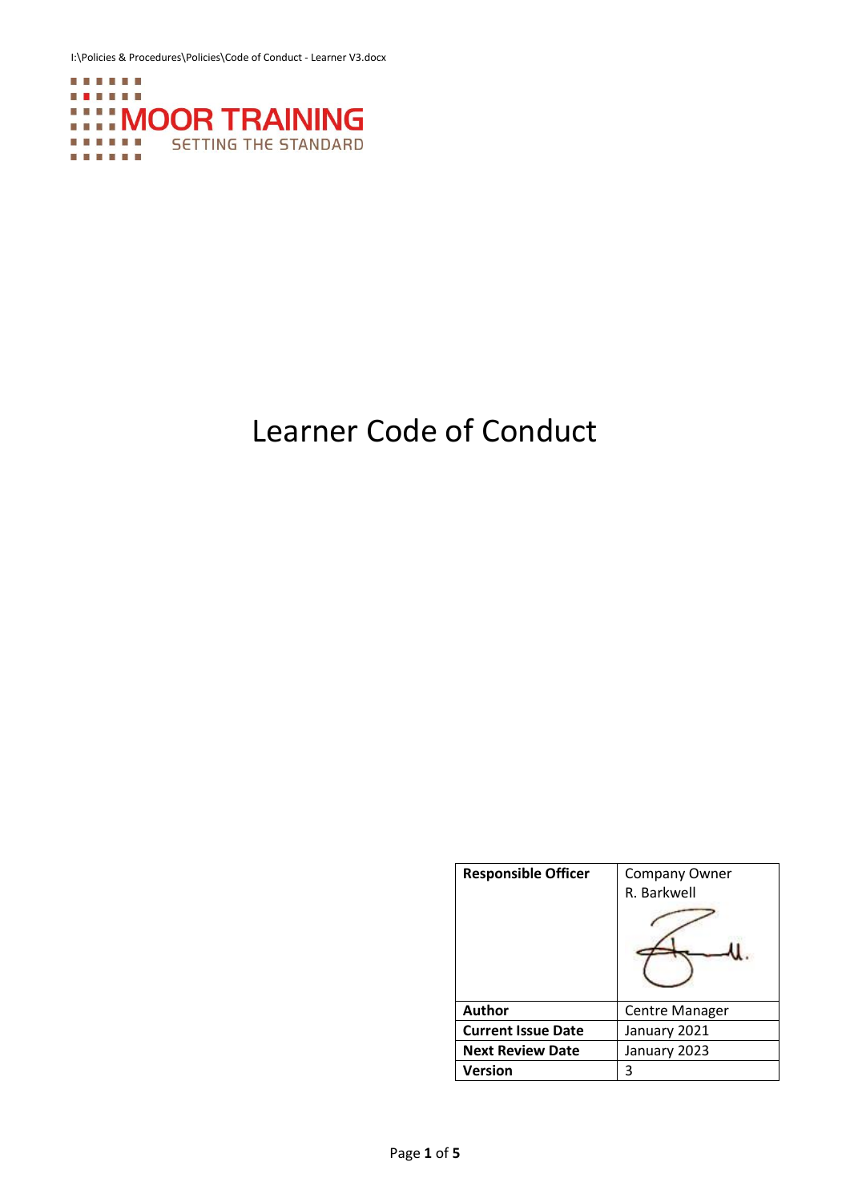I:\Policies & Procedures\Policies\Code of Conduct - Learner V3.docx

MOOR TRAINING
SETTING THE STANDARD

# Learner Code of Conduct

| Responsible Officer | Company Owner<br>R. Barkwell |
|---|---|
| Author | Centre Manager |
| Current Issue Date | January 2021 |
| Next Review Date | January 2023 |
| Version | 3 |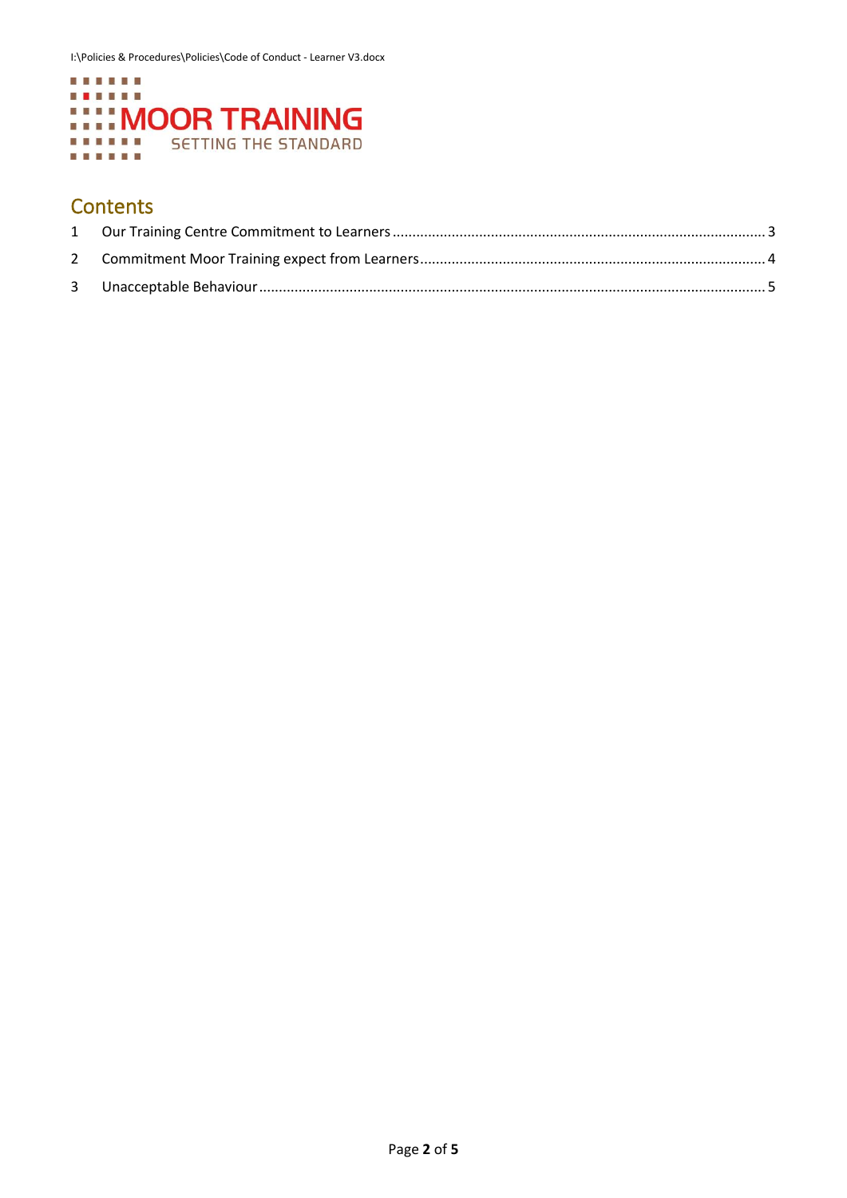MOOR TRAINING

SETTING THE STANDARD

## Contents

1 Our Training Centre Commitment to Learners ..... 3

2 Commitment Moor Training expect from Learners ..... 4

3 Unacceptable Behaviour ..... 5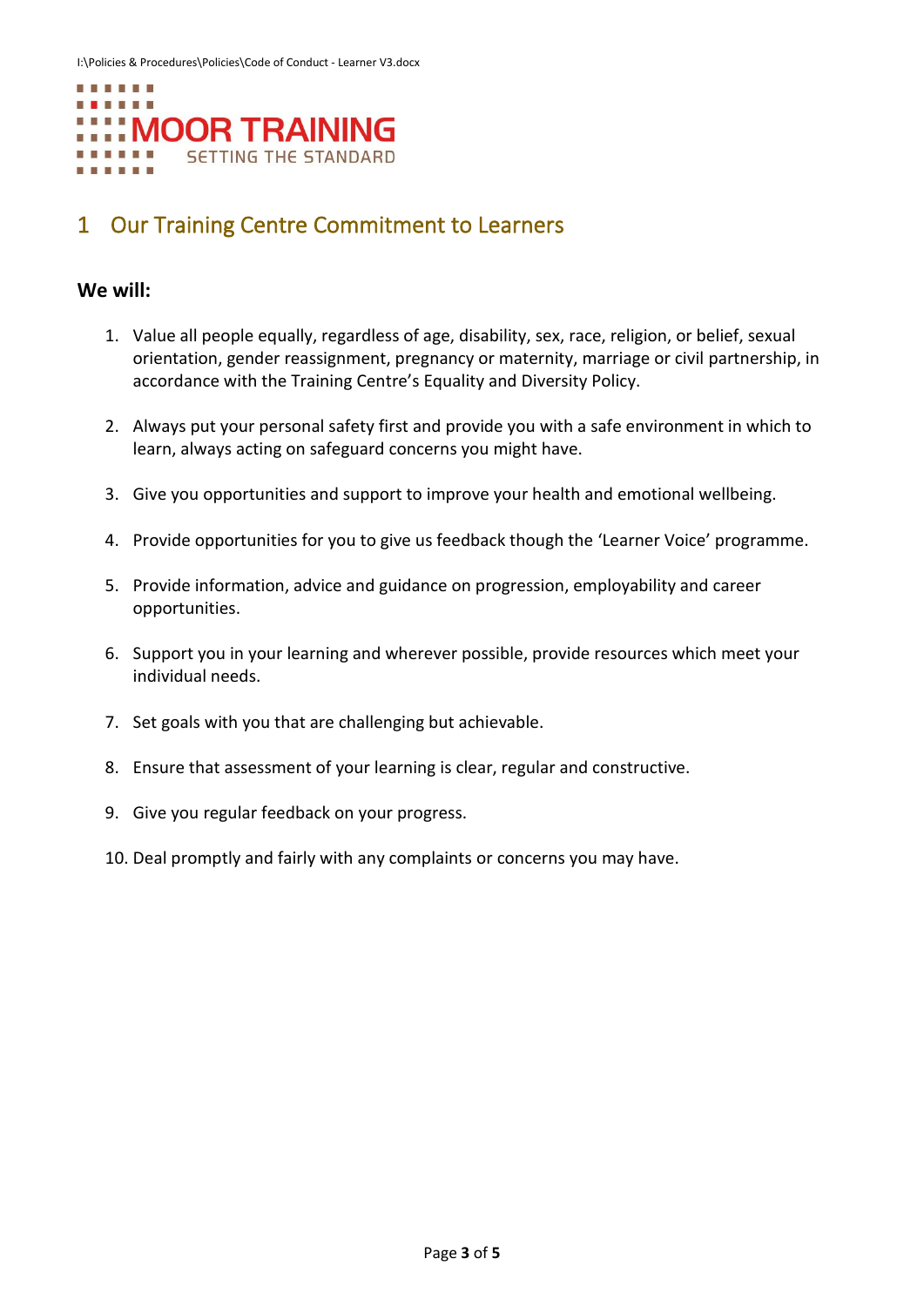# 1 Our Training Centre Commitment to Learners

**We will:**

1. Value all people equally, regardless of age, disability, sex, race, religion, or belief, sexual orientation, gender reassignment, pregnancy or maternity, marriage or civil partnership, in accordance with the Training Centre's Equality and Diversity Policy.

2. Always put your personal safety first and provide you with a safe environment in which to learn, always acting on safeguard concerns you might have.

3. Give you opportunities and support to improve your health and emotional wellbeing.

4. Provide opportunities for you to give us feedback though the 'Learner Voice' programme.

5. Provide information, advice and guidance on progression, employability and career opportunities.

6. Support you in your learning and wherever possible, provide resources which meet your individual needs.

7. Set goals with you that are challenging but achievable.

8. Ensure that assessment of your learning is clear, regular and constructive.

9. Give you regular feedback on your progress.

10. Deal promptly and fairly with any complaints or concerns you may have.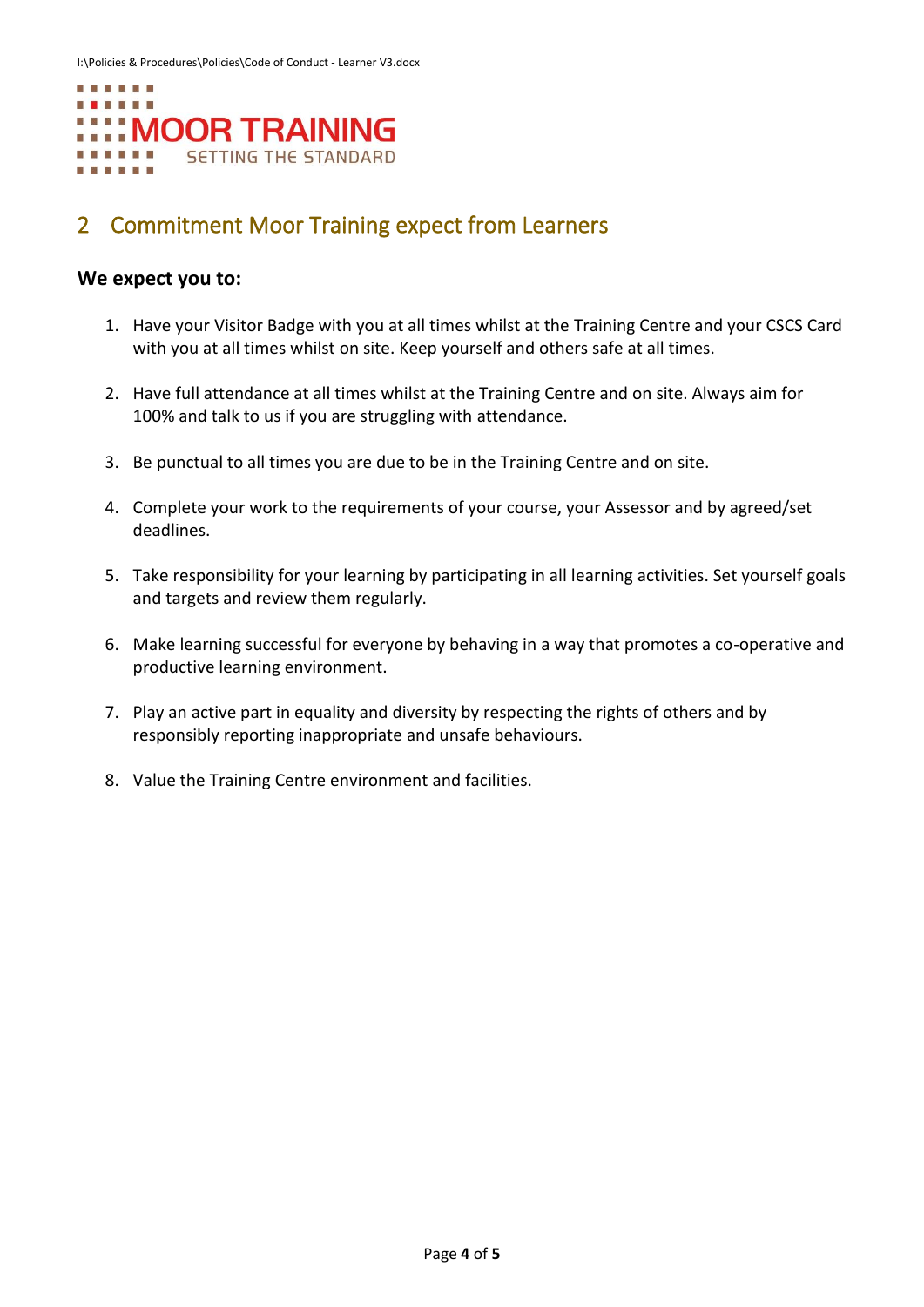## 2 Commitment Moor Training expect from Learners

### We expect you to:

1. Have your Visitor Badge with you at all times whilst at the Training Centre and your CSCS Card with you at all times whilst on site. Keep yourself and others safe at all times.

2. Have full attendance at all times whilst at the Training Centre and on site. Always aim for 100% and talk to us if you are struggling with attendance.

3. Be punctual to all times you are due to be in the Training Centre and on site.

4. Complete your work to the requirements of your course, your Assessor and by agreed/set deadlines.

5. Take responsibility for your learning by participating in all learning activities. Set yourself goals and targets and review them regularly.

6. Make learning successful for everyone by behaving in a way that promotes a co-operative and productive learning environment.

7. Play an active part in equality and diversity by respecting the rights of others and by responsibly reporting inappropriate and unsafe behaviours.

8. Value the Training Centre environment and facilities.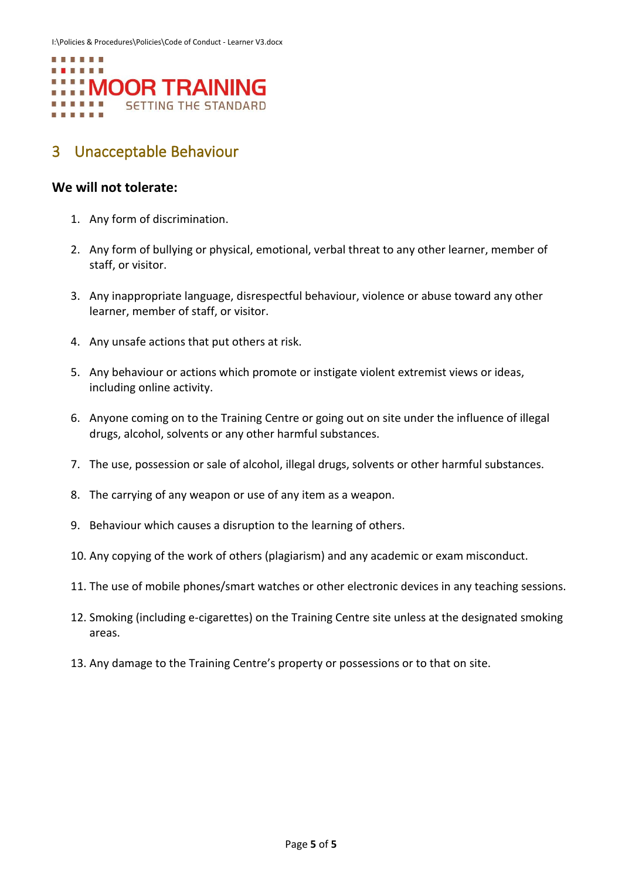## 3 Unacceptable Behaviour

### We will not tolerate:

1. Any form of discrimination.
2. Any form of bullying or physical, emotional, verbal threat to any other learner, member of staff, or visitor.
3. Any inappropriate language, disrespectful behaviour, violence or abuse toward any other learner, member of staff, or visitor.
4. Any unsafe actions that put others at risk.
5. Any behaviour or actions which promote or instigate violent extremist views or ideas, including online activity.
6. Anyone coming on to the Training Centre or going out on site under the influence of illegal drugs, alcohol, solvents or any other harmful substances.
7. The use, possession or sale of alcohol, illegal drugs, solvents or other harmful substances.
8. The carrying of any weapon or use of any item as a weapon.
9. Behaviour which causes a disruption to the learning of others.
10. Any copying of the work of others (plagiarism) and any academic or exam misconduct.
11. The use of mobile phones/smart watches or other electronic devices in any teaching sessions.
12. Smoking (including e-cigarettes) on the Training Centre site unless at the designated smoking areas.
13. Any damage to the Training Centre's property or possessions or to that on site.